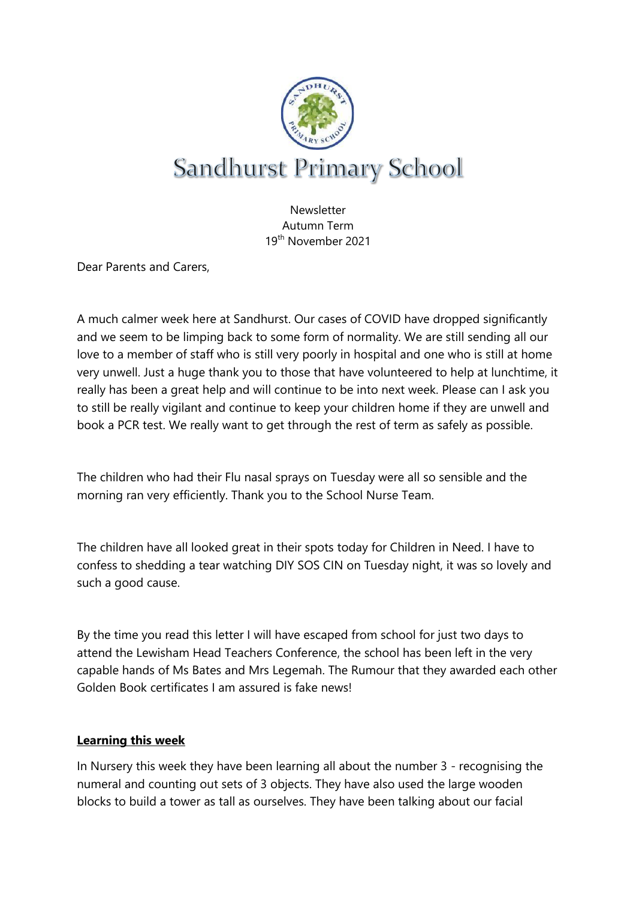# Sandhurst Primary School

Newsletter
Autumn Term
19th November 2021

Dear Parents and Carers,

A much calmer week here at Sandhurst. Our cases of COVID have dropped significantly and we seem to be limping back to some form of normality. We are still sending all our love to a member of staff who is still very poorly in hospital and one who is still at home very unwell. Just a huge thank you to those that have volunteered to help at lunchtime, it really has been a great help and will continue to be into next week. Please can I ask you to still be really vigilant and continue to keep your children home if they are unwell and book a PCR test. We really want to get through the rest of term as safely as possible.

The children who had their Flu nasal sprays on Tuesday were all so sensible and the morning ran very efficiently. Thank you to the School Nurse Team.

The children have all looked great in their spots today for Children in Need. I have to confess to shedding a tear watching DIY SOS CIN on Tuesday night, it was so lovely and such a good cause.

By the time you read this letter I will have escaped from school for just two days to attend the Lewisham Head Teachers Conference, the school has been left in the very capable hands of Ms Bates and Mrs Legemah. The Rumour that they awarded each other Golden Book certificates I am assured is fake news!

**Learning this week**

In Nursery this week they have been learning all about the number 3 - recognising the numeral and counting out sets of 3 objects. They have also used the large wooden blocks to build a tower as tall as ourselves. They have been talking about our facial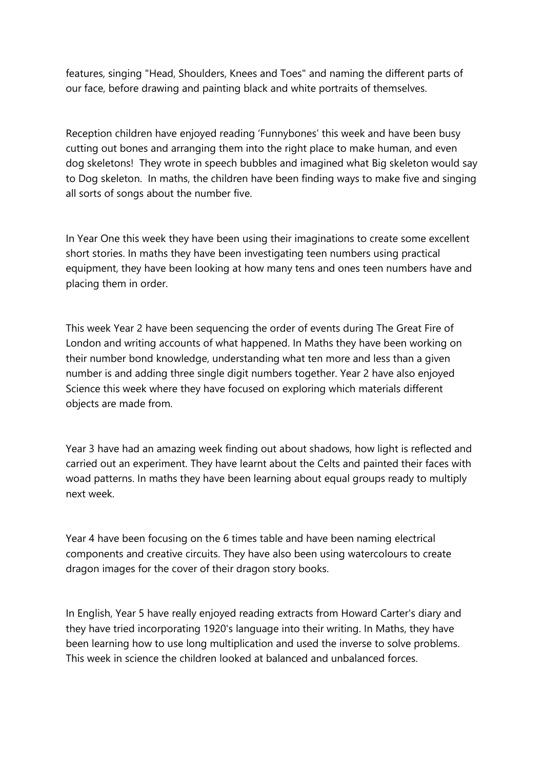features, singing "Head, Shoulders, Knees and Toes" and naming the different parts of our face, before drawing and painting black and white portraits of themselves.

Reception children have enjoyed reading 'Funnybones' this week and have been busy cutting out bones and arranging them into the right place to make human, and even dog skeletons! They wrote in speech bubbles and imagined what Big skeleton would say to Dog skeleton. In maths, the children have been finding ways to make five and singing all sorts of songs about the number five.

In Year One this week they have been using their imaginations to create some excellent short stories. In maths they have been investigating teen numbers using practical equipment, they have been looking at how many tens and ones teen numbers have and placing them in order.

This week Year 2 have been sequencing the order of events during The Great Fire of London and writing accounts of what happened. In Maths they have been working on their number bond knowledge, understanding what ten more and less than a given number is and adding three single digit numbers together. Year 2 have also enjoyed Science this week where they have focused on exploring which materials different objects are made from.

Year 3 have had an amazing week finding out about shadows, how light is reflected and carried out an experiment. They have learnt about the Celts and painted their faces with woad patterns. In maths they have been learning about equal groups ready to multiply next week.

Year 4 have been focusing on the 6 times table and have been naming electrical components and creative circuits. They have also been using watercolours to create dragon images for the cover of their dragon story books.

In English, Year 5 have really enjoyed reading extracts from Howard Carter's diary and they have tried incorporating 1920's language into their writing. In Maths, they have been learning how to use long multiplication and used the inverse to solve problems. This week in science the children looked at balanced and unbalanced forces.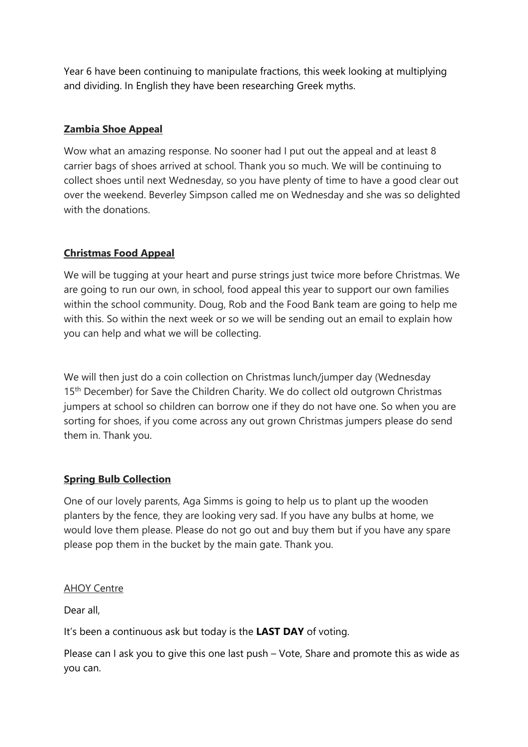Year 6 have been continuing to manipulate fractions, this week looking at multiplying and dividing. In English they have been researching Greek myths.

## **Zambia Shoe Appeal**

Wow what an amazing response. No sooner had I put out the appeal and at least 8 carrier bags of shoes arrived at school. Thank you so much. We will be continuing to collect shoes until next Wednesday, so you have plenty of time to have a good clear out over the weekend. Beverley Simpson called me on Wednesday and she was so delighted with the donations.

## **Christmas Food Appeal**

We will be tugging at your heart and purse strings just twice more before Christmas. We are going to run our own, in school, food appeal this year to support our own families within the school community. Doug, Rob and the Food Bank team are going to help me with this. So within the next week or so we will be sending out an email to explain how you can help and what we will be collecting.

We will then just do a coin collection on Christmas lunch/jumper day (Wednesday 15th December) for Save the Children Charity. We do collect old outgrown Christmas jumpers at school so children can borrow one if they do not have one. So when you are sorting for shoes, if you come across any out grown Christmas jumpers please do send them in. Thank you.

## **Spring Bulb Collection**

One of our lovely parents, Aga Simms is going to help us to plant up the wooden planters by the fence, they are looking very sad. If you have any bulbs at home, we would love them please. Please do not go out and buy them but if you have any spare please pop them in the bucket by the main gate. Thank you.

### AHOY Centre

Dear all,

It's been a continuous ask but today is the **LAST DAY** of voting.

Please can I ask you to give this one last push – Vote, Share and promote this as wide as you can.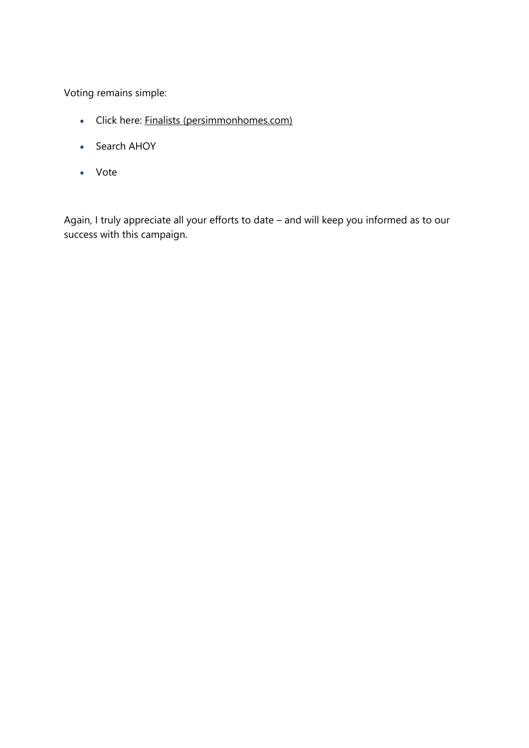Voting remains simple:

- Click here: Finalists (persimmonhomes.com)
- Search AHOY
- Vote

Again, I truly appreciate all your efforts to date – and will keep you informed as to our success with this campaign.